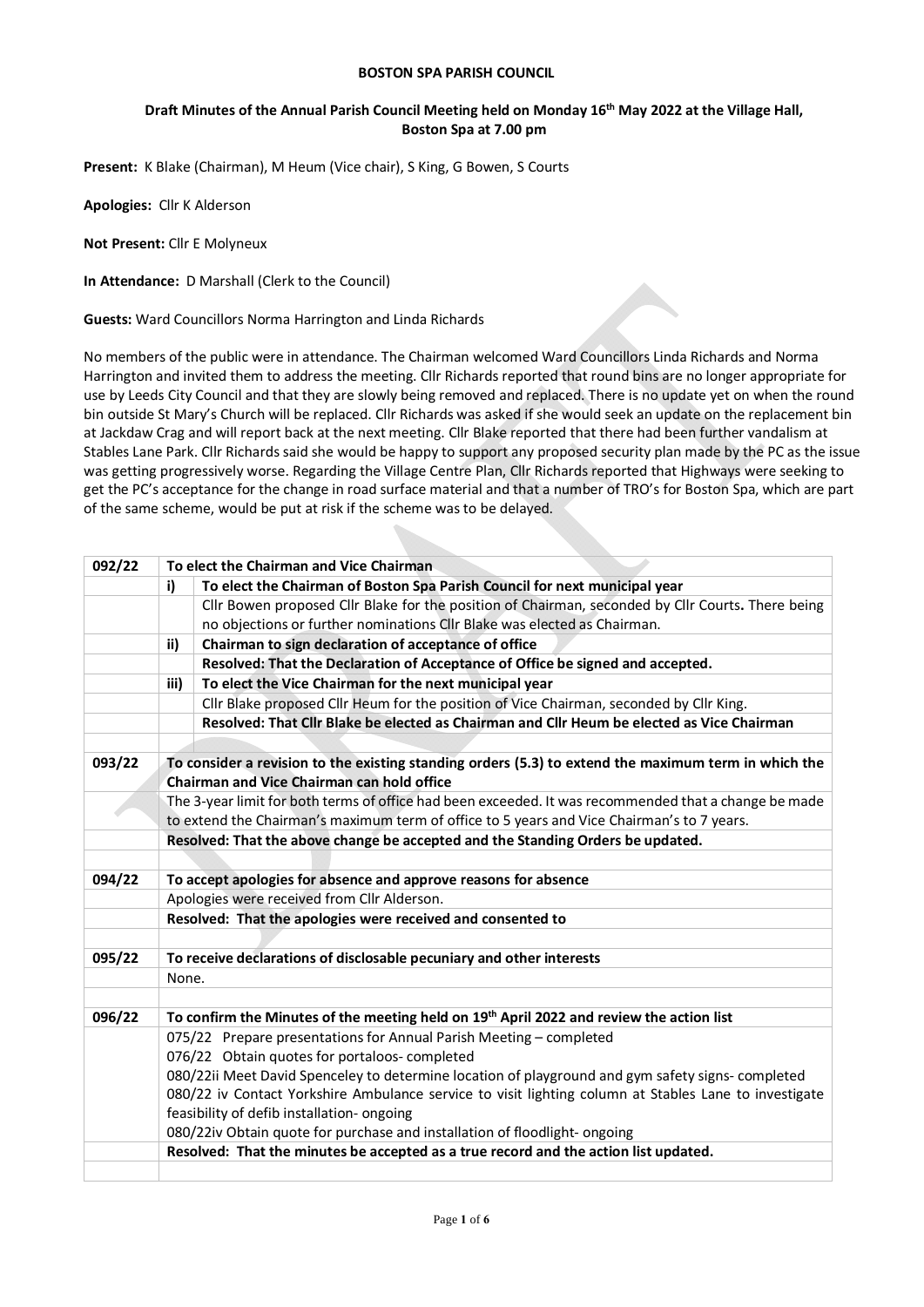**BOSTON SPA PARISH COUNCIL**

**Draft Minutes of the Annual Parish Council Meeting held on Monday 16th May 2022 at the Village Hall, Boston Spa at 7.00 pm**

**Present:** K Blake (Chairman), M Heum (Vice chair), S King, G Bowen, S Courts

**Apologies:** Cllr K Alderson

**Not Present:** Cllr E Molyneux

**In Attendance:** D Marshall (Clerk to the Council)

**Guests:** Ward Councillors Norma Harrington and Linda Richards

No members of the public were in attendance. The Chairman welcomed Ward Councillors Linda Richards and Norma Harrington and invited them to address the meeting. Cllr Richards reported that round bins are no longer appropriate for use by Leeds City Council and that they are slowly being removed and replaced. There is no update yet on when the round bin outside St Mary's Church will be replaced. Cllr Richards was asked if she would seek an update on the replacement bin at Jackdaw Crag and will report back at the next meeting. Cllr Blake reported that there had been further vandalism at Stables Lane Park. Cllr Richards said she would be happy to support any proposed security plan made by the PC as the issue was getting progressively worse. Regarding the Village Centre Plan, Cllr Richards reported that Highways were seeking to get the PC's acceptance for the change in road surface material and that a number of TRO's for Boston Spa, which are part of the same scheme, would be put at risk if the scheme was to be delayed.

| | | |
|---|---|---|
| **092/22** | **To elect the Chairman and Vice Chairman** | |
| | **i)** | **To elect the Chairman of Boston Spa Parish Council for next municipal year** |
| | | Cllr Bowen proposed Cllr Blake for the position of Chairman, seconded by Cllr Courts**.** There being no objections or further nominations Cllr Blake was elected as Chairman. |
| | **ii)** | **Chairman to sign declaration of acceptance of office** |
| | | **Resolved: That the Declaration of Acceptance of Office be signed and accepted.** |
| | **iii)** | **To elect the Vice Chairman for the next municipal year** |
| | | Cllr Blake proposed Cllr Heum for the position of Vice Chairman, seconded by Cllr King. |
| | | **Resolved: That Cllr Blake be elected as Chairman and Cllr Heum be elected as Vice Chairman** |
| | | |
| **093/22** | **To consider a revision to the existing standing orders (5.3) to extend the maximum term in which the Chairman and Vice Chairman can hold office** | |
| | The 3-year limit for both terms of office had been exceeded. It was recommended that a change be made to extend the Chairman's maximum term of office to 5 years and Vice Chairman's to 7 years. | |
| | **Resolved: That the above change be accepted and the Standing Orders be updated.** | |
| | | |
| **094/22** | **To accept apologies for absence and approve reasons for absence** | |
| | Apologies were received from Cllr Alderson. | |
| | **Resolved: That the apologies were received and consented to** | |
| | | |
| **095/22** | **To receive declarations of disclosable pecuniary and other interests** | |
| | None. | |
| | | |
| **096/22** | **To confirm the Minutes of the meeting held on 19th April 2022 and review the action list** | |
| | 075/22 Prepare presentations for Annual Parish Meeting – completed<br>076/22 Obtain quotes for portaloos- completed<br>080/22ii Meet David Spenceley to determine location of playground and gym safety signs- completed<br>080/22 iv Contact Yorkshire Ambulance service to visit lighting column at Stables Lane to investigate feasibility of defib installation- ongoing<br>080/22iv Obtain quote for purchase and installation of floodlight- ongoing | |
| | **Resolved: That the minutes be accepted as a true record and the action list updated.** | |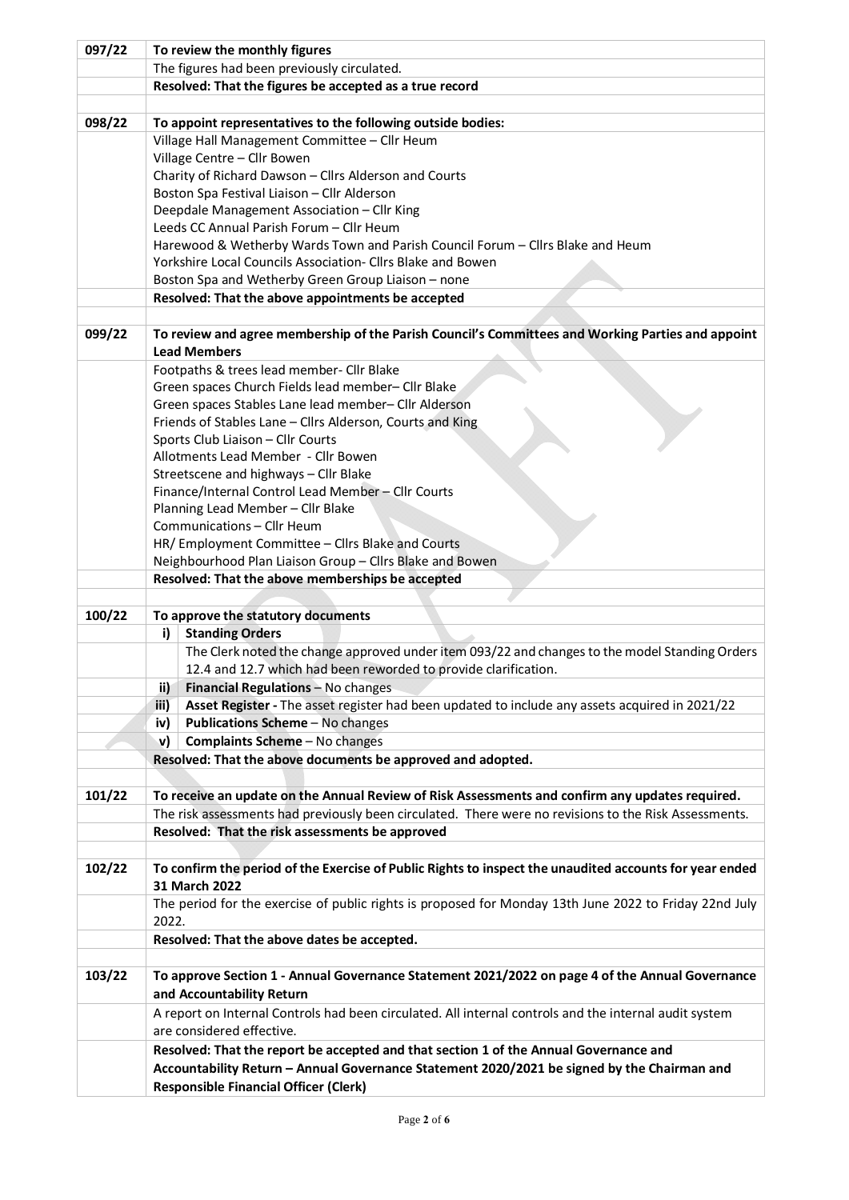| | |
|---|---|
| **097/22** | **To review the monthly figures** |
| | The figures had been previously circulated. |
| | **Resolved: That the figures be accepted as a true record** |
| | |
| **098/22** | **To appoint representatives to the following outside bodies:** |
| | Village Hall Management Committee – Cllr Heum<br>Village Centre – Cllr Bowen<br>Charity of Richard Dawson – Cllrs Alderson and Courts<br>Boston Spa Festival Liaison – Cllr Alderson<br>Deepdale Management Association – Cllr King<br>Leeds CC Annual Parish Forum – Cllr Heum<br>Harewood & Wetherby Wards Town and Parish Council Forum – Cllrs Blake and Heum<br>Yorkshire Local Councils Association- Cllrs Blake and Bowen<br>Boston Spa and Wetherby Green Group Liaison – none |
| | **Resolved: That the above appointments be accepted** |
| | |
| **099/22** | **To review and agree membership of the Parish Council's Committees and Working Parties and appoint Lead Members** |
| | Footpaths & trees lead member- Cllr Blake<br>Green spaces Church Fields lead member– Cllr Blake<br>Green spaces Stables Lane lead member– Cllr Alderson<br>Friends of Stables Lane – Cllrs Alderson, Courts and King<br>Sports Club Liaison – Cllr Courts<br>Allotments Lead Member - Cllr Bowen<br>Streetscene and highways – Cllr Blake<br>Finance/Internal Control Lead Member – Cllr Courts<br>Planning Lead Member – Cllr Blake<br>Communications – Cllr Heum<br>HR/ Employment Committee – Cllrs Blake and Courts<br>Neighbourhood Plan Liaison Group – Cllrs Blake and Bowen |
| | **Resolved: That the above memberships be accepted** |
| | |
| **100/22** | **To approve the statutory documents** |
| | i) **Standing Orders**<br>The Clerk noted the change approved under item 093/22 and changes to the model Standing Orders 12.4 and 12.7 which had been reworded to provide clarification. |
| | ii) **Financial Regulations** – No changes |
| | iii) **Asset Register -** The asset register had been updated to include any assets acquired in 2021/22 |
| | iv) **Publications Scheme** – No changes |
| | v) **Complaints Scheme** – No changes |
| | **Resolved: That the above documents be approved and adopted.** |
| | |
| **101/22** | **To receive an update on the Annual Review of Risk Assessments and confirm any updates required.** |
| | The risk assessments had previously been circulated. There were no revisions to the Risk Assessments. |
| | **Resolved: That the risk assessments be approved** |
| | |
| **102/22** | **To confirm the period of the Exercise of Public Rights to inspect the unaudited accounts for year ended 31 March 2022** |
| | The period for the exercise of public rights is proposed for Monday 13th June 2022 to Friday 22nd July 2022. |
| | **Resolved: That the above dates be accepted.** |
| | |
| **103/22** | **To approve Section 1 - Annual Governance Statement 2021/2022 on page 4 of the Annual Governance and Accountability Return** |
| | A report on Internal Controls had been circulated. All internal controls and the internal audit system are considered effective. |
| | **Resolved: That the report be accepted and that section 1 of the Annual Governance and Accountability Return – Annual Governance Statement 2020/2021 be signed by the Chairman and Responsible Financial Officer (Clerk)** |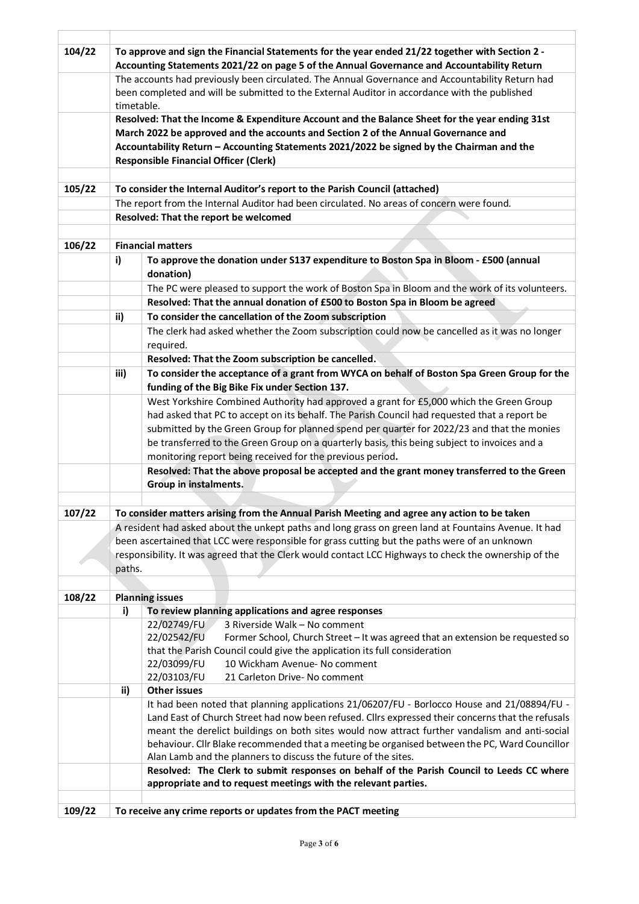| | | |
|---|---|---|
| **104/22** | **To approve and sign the Financial Statements for the year ended 21/22 together with Section 2 - Accounting Statements 2021/22 on page 5 of the Annual Governance and Accountability Return** | |
| | The accounts had previously been circulated. The Annual Governance and Accountability Return had been completed and will be submitted to the External Auditor in accordance with the published timetable. | |
| | **Resolved: That the Income & Expenditure Account and the Balance Sheet for the year ending 31st March 2022 be approved and the accounts and Section 2 of the Annual Governance and Accountability Return – Accounting Statements 2021/2022 be signed by the Chairman and the Responsible Financial Officer (Clerk)** | |
| | | |
| **105/22** | **To consider the Internal Auditor's report to the Parish Council (attached)** | |
| | The report from the Internal Auditor had been circulated. No areas of concern were found. | |
| | **Resolved: That the report be welcomed** | |
| | | |
| **106/22** | **Financial matters** | |
| | **i)** | **To approve the donation under S137 expenditure to Boston Spa in Bloom - £500 (annual donation)** |
| | | The PC were pleased to support the work of Boston Spa in Bloom and the work of its volunteers. |
| | | **Resolved: That the annual donation of £500 to Boston Spa in Bloom be agreed** |
| | **ii)** | **To consider the cancellation of the Zoom subscription** |
| | | The clerk had asked whether the Zoom subscription could now be cancelled as it was no longer required. |
| | | **Resolved: That the Zoom subscription be cancelled.** |
| | **iii)** | **To consider the acceptance of a grant from WYCA on behalf of Boston Spa Green Group for the funding of the Big Bike Fix under Section 137.** |
| | | West Yorkshire Combined Authority had approved a grant for £5,000 which the Green Group had asked that PC to accept on its behalf. The Parish Council had requested that a report be submitted by the Green Group for planned spend per quarter for 2022/23 and that the monies be transferred to the Green Group on a quarterly basis, this being subject to invoices and a monitoring report being received for the previous period. |
| | | **Resolved: That the above proposal be accepted and the grant money transferred to the Green Group in instalments.** |
| | | |
| **107/22** | **To consider matters arising from the Annual Parish Meeting and agree any action to be taken** | |
| | A resident had asked about the unkept paths and long grass on green land at Fountains Avenue. It had been ascertained that LCC were responsible for grass cutting but the paths were of an unknown responsibility. It was agreed that the Clerk would contact LCC Highways to check the ownership of the paths. | |
| | | |
| **108/22** | **Planning issues** | |
| | **i)** | **To review planning applications and agree responses** |
| | | 22/02749/FU 3 Riverside Walk – No comment<br>22/02542/FU Former School, Church Street – It was agreed that an extension be requested so that the Parish Council could give the application its full consideration<br>22/03099/FU 10 Wickham Avenue- No comment<br>22/03103/FU 21 Carleton Drive- No comment |
| | **ii)** | **Other issues** |
| | | It had been noted that planning applications 21/06207/FU - Borlocco House and 21/08894/FU - Land East of Church Street had now been refused. Cllrs expressed their concerns that the refusals meant the derelict buildings on both sites would now attract further vandalism and anti-social behaviour. Cllr Blake recommended that a meeting be organised between the PC, Ward Councillor Alan Lamb and the planners to discuss the future of the sites. |
| | | **Resolved: The Clerk to submit responses on behalf of the Parish Council to Leeds CC where appropriate and to request meetings with the relevant parties.** |
| | | |
| **109/22** | **To receive any crime reports or updates from the PACT meeting** | |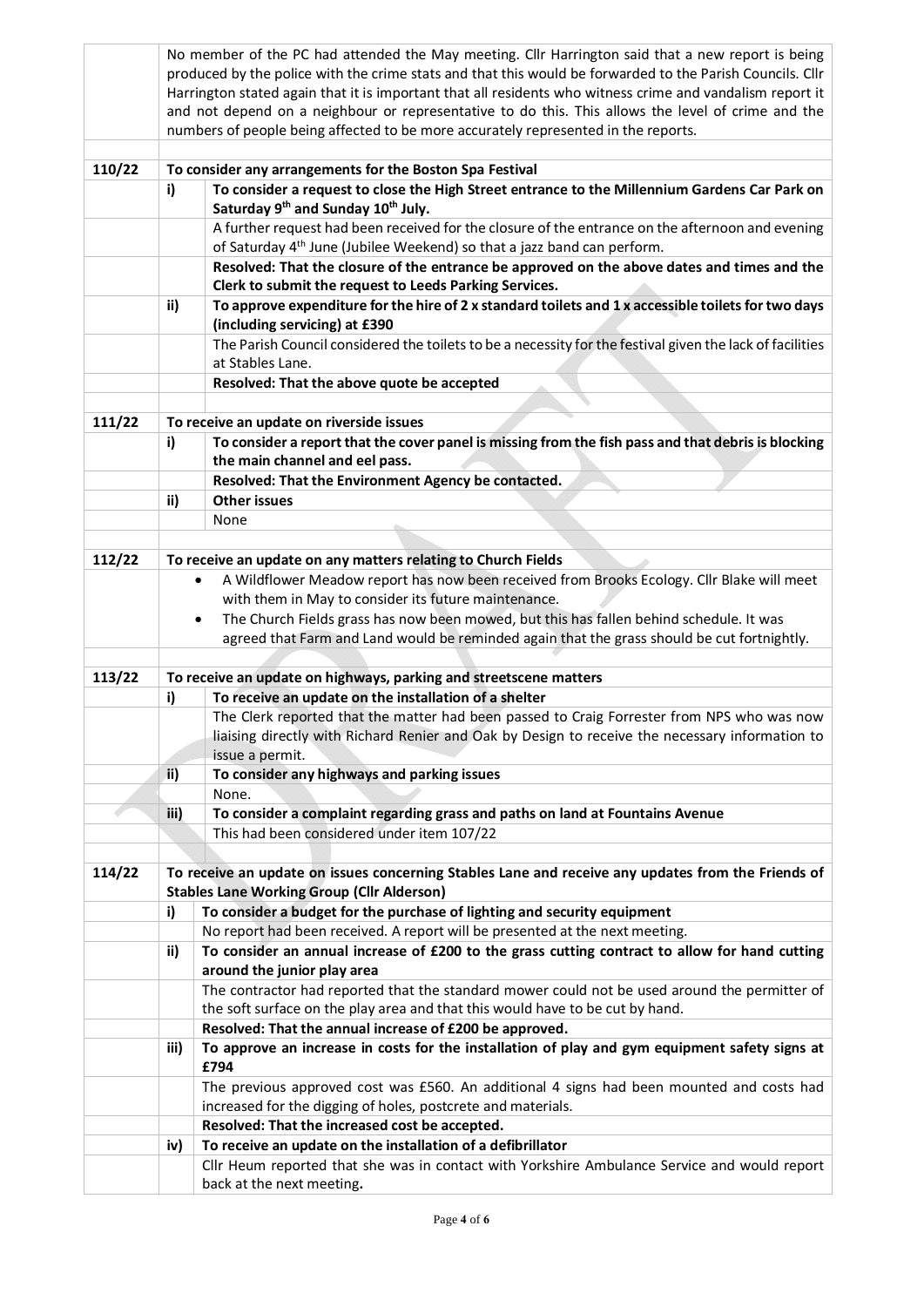| | | |
|---|---|---|
| | No member of the PC had attended the May meeting. Cllr Harrington said that a new report is being produced by the police with the crime stats and that this would be forwarded to the Parish Councils. Cllr Harrington stated again that it is important that all residents who witness crime and vandalism report it and not depend on a neighbour or representative to do this. This allows the level of crime and the numbers of people being affected to be more accurately represented in the reports. | |
| | | |
| **110/22** | **To consider any arrangements for the Boston Spa Festival** | |
| | **i)** | **To consider a request to close the High Street entrance to the Millennium Gardens Car Park on Saturday 9th and Sunday 10th July.** |
| | | A further request had been received for the closure of the entrance on the afternoon and evening of Saturday 4th June (Jubilee Weekend) so that a jazz band can perform. |
| | | **Resolved: That the closure of the entrance be approved on the above dates and times and the Clerk to submit the request to Leeds Parking Services.** |
| | **ii)** | **To approve expenditure for the hire of 2 x standard toilets and 1 x accessible toilets for two days (including servicing) at £390** |
| | | The Parish Council considered the toilets to be a necessity for the festival given the lack of facilities at Stables Lane. |
| | | **Resolved: That the above quote be accepted** |
| | | |
| **111/22** | **To receive an update on riverside issues** | |
| | **i)** | **To consider a report that the cover panel is missing from the fish pass and that debris is blocking the main channel and eel pass.** |
| | | **Resolved: That the Environment Agency be contacted.** |
| | **ii)** | **Other issues** |
| | | None |
| | | |
| **112/22** | **To receive an update on any matters relating to Church Fields** | |
| | • A Wildflower Meadow report has now been received from Brooks Ecology. Cllr Blake will meet with them in May to consider its future maintenance.<br>• The Church Fields grass has now been mowed, but this has fallen behind schedule. It was agreed that Farm and Land would be reminded again that the grass should be cut fortnightly. | |
| | | |
| **113/22** | **To receive an update on highways, parking and streetscene matters** | |
| | **i)** | **To receive an update on the installation of a shelter** |
| | | The Clerk reported that the matter had been passed to Craig Forrester from NPS who was now liaising directly with Richard Renier and Oak by Design to receive the necessary information to issue a permit. |
| | **ii)** | **To consider any highways and parking issues** |
| | | None. |
| | **iii)** | **To consider a complaint regarding grass and paths on land at Fountains Avenue** |
| | | This had been considered under item 107/22 |
| | | |
| **114/22** | **To receive an update on issues concerning Stables Lane and receive any updates from the Friends of Stables Lane Working Group (Cllr Alderson)** | |
| | **i)** | **To consider a budget for the purchase of lighting and security equipment** |
| | | No report had been received. A report will be presented at the next meeting. |
| | **ii)** | **To consider an annual increase of £200 to the grass cutting contract to allow for hand cutting around the junior play area** |
| | | The contractor had reported that the standard mower could not be used around the permitter of the soft surface on the play area and that this would have to be cut by hand. |
| | | **Resolved: That the annual increase of £200 be approved.** |
| | **iii)** | **To approve an increase in costs for the installation of play and gym equipment safety signs at £794** |
| | | The previous approved cost was £560. An additional 4 signs had been mounted and costs had increased for the digging of holes, postcrete and materials. |
| | | **Resolved: That the increased cost be accepted.** |
| | **iv)** | **To receive an update on the installation of a defibrillator** |
| | | Cllr Heum reported that she was in contact with Yorkshire Ambulance Service and would report back at the next meeting. |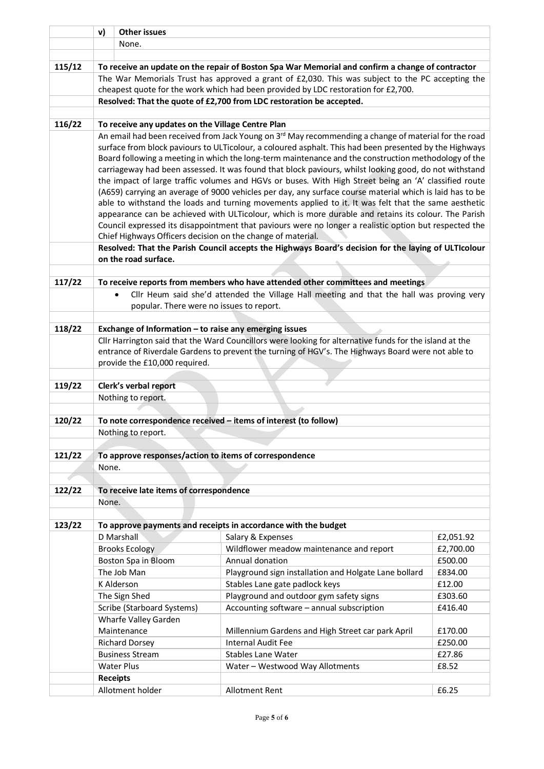**v) Other issues**

None.

## 115/12 To receive an update on the repair of Boston Spa War Memorial and confirm a change of contractor

The War Memorials Trust has approved a grant of £2,030. This was subject to the PC accepting the cheapest quote for the work which had been provided by LDC restoration for £2,700.

**Resolved: That the quote of £2,700 from LDC restoration be accepted.**

## 116/22 To receive any updates on the Village Centre Plan

An email had been received from Jack Young on 3rd May recommending a change of material for the road surface from block paviours to ULTicolour, a coloured asphalt. This had been presented by the Highways Board following a meeting in which the long-term maintenance and the construction methodology of the carriageway had been assessed. It was found that block paviours, whilst looking good, do not withstand the impact of large traffic volumes and HGVs or buses. With High Street being an 'A' classified route (A659) carrying an average of 9000 vehicles per day, any surface course material which is laid has to be able to withstand the loads and turning movements applied to it. It was felt that the same aesthetic appearance can be achieved with ULTicolour, which is more durable and retains its colour. The Parish Council expressed its disappointment that paviours were no longer a realistic option but respected the Chief Highways Officers decision on the change of material.

**Resolved: That the Parish Council accepts the Highways Board's decision for the laying of ULTIcolour on the road surface.**

## 117/22 To receive reports from members who have attended other committees and meetings

- Cllr Heum said she'd attended the Village Hall meeting and that the hall was proving very popular. There were no issues to report.

## 118/22 Exchange of Information – to raise any emerging issues

Cllr Harrington said that the Ward Councillors were looking for alternative funds for the island at the entrance of Riverdale Gardens to prevent the turning of HGV's. The Highways Board were not able to provide the £10,000 required.

## 119/22 Clerk's verbal report

Nothing to report.

## 120/22 To note correspondence received – items of interest (to follow)

Nothing to report.

## 121/22 To approve responses/action to items of correspondence

None.

## 122/22 To receive late items of correspondence

None.

## 123/22 To approve payments and receipts in accordance with the budget

| Payee | Description | Amount |
|---|---|---|
| D Marshall | Salary & Expenses | £2,051.92 |
| Brooks Ecology | Wildflower meadow maintenance and report | £2,700.00 |
| Boston Spa in Bloom | Annual donation | £500.00 |
| The Job Man | Playground sign installation and Holgate Lane bollard | £834.00 |
| K Alderson | Stables Lane gate padlock keys | £12.00 |
| The Sign Shed | Playground and outdoor gym safety signs | £303.60 |
| Scribe (Starboard Systems) | Accounting software – annual subscription | £416.40 |
| Wharfe Valley Garden Maintenance | Millennium Gardens and High Street car park April | £170.00 |
| Richard Dorsey | Internal Audit Fee | £250.00 |
| Business Stream | Stables Lane Water | £27.86 |
| Water Plus | Water – Westwood Way Allotments | £8.52 |
| **Receipts** | | |
| Allotment holder | Allotment Rent | £6.25 |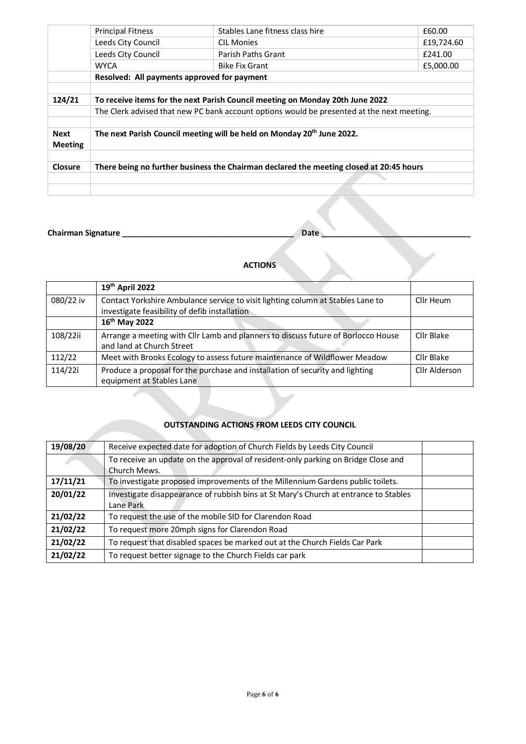| | | | |
|---|---|---|---|
| | Principal Fitness | Stables Lane fitness class hire | £60.00 |
| | Leeds City Council | CIL Monies | £19,724.60 |
| | Leeds City Council | Parish Paths Grant | £241.00 |
| | WYCA | Bike Fix Grant | £5,000.00 |
| | **Resolved: All payments approved for payment** | | |
| | | | |
| **124/21** | **To receive items for the next Parish Council meeting on Monday 20th June 2022** | | |
| | The Clerk advised that new PC bank account options would be presented at the next meeting. | | |
| | | | |
| **Next Meeting** | **The next Parish Council meeting will be held on Monday 20th June 2022.** | | |
| | | | |
| **Closure** | **There being no further business the Chairman declared the meeting closed at 20:45 hours** | | |

**Chairman Signature** ________________________________________ **Date** __________________________________

## ACTIONS

| | | |
|---|---|---|
| | **19th April 2022** | |
| 080/22 iv | Contact Yorkshire Ambulance service to visit lighting column at Stables Lane to investigate feasibility of defib installation | Cllr Heum |
| | **16th May 2022** | |
| 108/22ii | Arrange a meeting with Cllr Lamb and planners to discuss future of Borlocco House and land at Church Street | Cllr Blake |
| 112/22 | Meet with Brooks Ecology to assess future maintenance of Wildflower Meadow | Cllr Blake |
| 114/22i | Produce a proposal for the purchase and installation of security and lighting equipment at Stables Lane | Cllr Alderson |

## OUTSTANDING ACTIONS FROM LEEDS CITY COUNCIL

| | | |
|---|---|---|
| **19/08/20** | Receive expected date for adoption of Church Fields by Leeds City Council | |
| | To receive an update on the approval of resident-only parking on Bridge Close and Church Mews. | |
| **17/11/21** | To investigate proposed improvements of the Millennium Gardens public toilets. | |
| **20/01/22** | Investigate disappearance of rubbish bins at St Mary's Church at entrance to Stables Lane Park | |
| **21/02/22** | To request the use of the mobile SID for Clarendon Road | |
| **21/02/22** | To request more 20mph signs for Clarendon Road | |
| **21/02/22** | To request that disabled spaces be marked out at the Church Fields Car Park | |
| **21/02/22** | To request better signage to the Church Fields car park | |